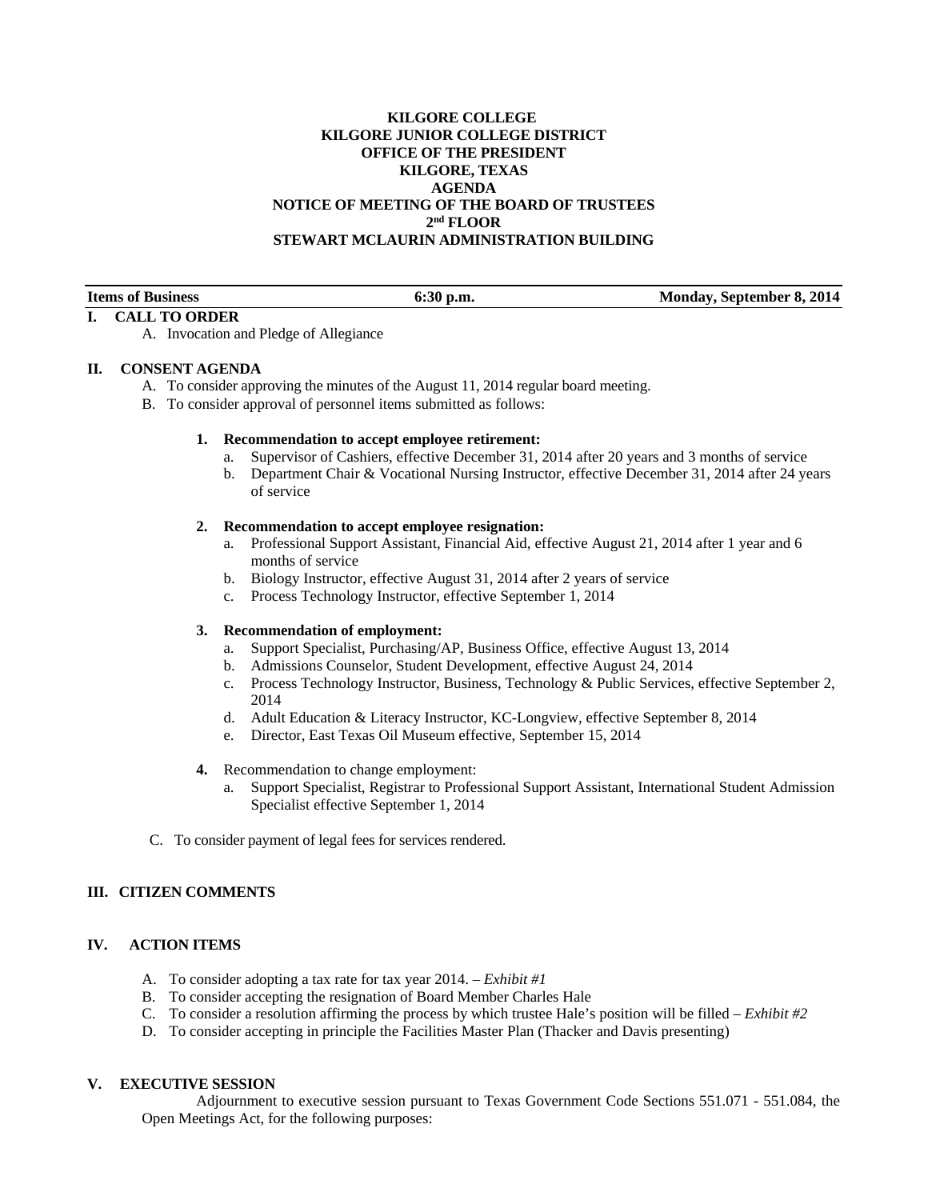**KILGORE COLLEGE**
**KILGORE JUNIOR COLLEGE DISTRICT**
**OFFICE OF THE PRESIDENT**
**KILGORE, TEXAS**
**AGENDA**
**NOTICE OF MEETING OF THE BOARD OF TRUSTEES**
**2nd FLOOR**
**STEWART MCLAURIN ADMINISTRATION BUILDING**

| **Items of Business** | **6:30 p.m.** | **Monday, September 8, 2014** |
|---|---|---|

## I. CALL TO ORDER

A. Invocation and Pledge of Allegiance

## II. CONSENT AGENDA

A. To consider approving the minutes of the August 11, 2014 regular board meeting.

B. To consider approval of personnel items submitted as follows:

1. **Recommendation to accept employee retirement:**
   a. Supervisor of Cashiers, effective December 31, 2014 after 20 years and 3 months of service
   b. Department Chair & Vocational Nursing Instructor, effective December 31, 2014 after 24 years of service

2. **Recommendation to accept employee resignation:**
   a. Professional Support Assistant, Financial Aid, effective August 21, 2014 after 1 year and 6 months of service
   b. Biology Instructor, effective August 31, 2014 after 2 years of service
   c. Process Technology Instructor, effective September 1, 2014

3. **Recommendation of employment:**
   a. Support Specialist, Purchasing/AP, Business Office, effective August 13, 2014
   b. Admissions Counselor, Student Development, effective August 24, 2014
   c. Process Technology Instructor, Business, Technology & Public Services, effective September 2, 2014
   d. Adult Education & Literacy Instructor, KC-Longview, effective September 8, 2014
   e. Director, East Texas Oil Museum effective, September 15, 2014

4. Recommendation to change employment:
   a. Support Specialist, Registrar to Professional Support Assistant, International Student Admission Specialist effective September 1, 2014

C. To consider payment of legal fees for services rendered.

## III. CITIZEN COMMENTS

## IV. ACTION ITEMS

A. To consider adopting a tax rate for tax year 2014. – *Exhibit #1*

B. To consider accepting the resignation of Board Member Charles Hale

C. To consider a resolution affirming the process by which trustee Hale's position will be filled – *Exhibit #2*

D. To consider accepting in principle the Facilities Master Plan (Thacker and Davis presenting)

## V. EXECUTIVE SESSION

Adjournment to executive session pursuant to Texas Government Code Sections 551.071 - 551.084, the Open Meetings Act, for the following purposes: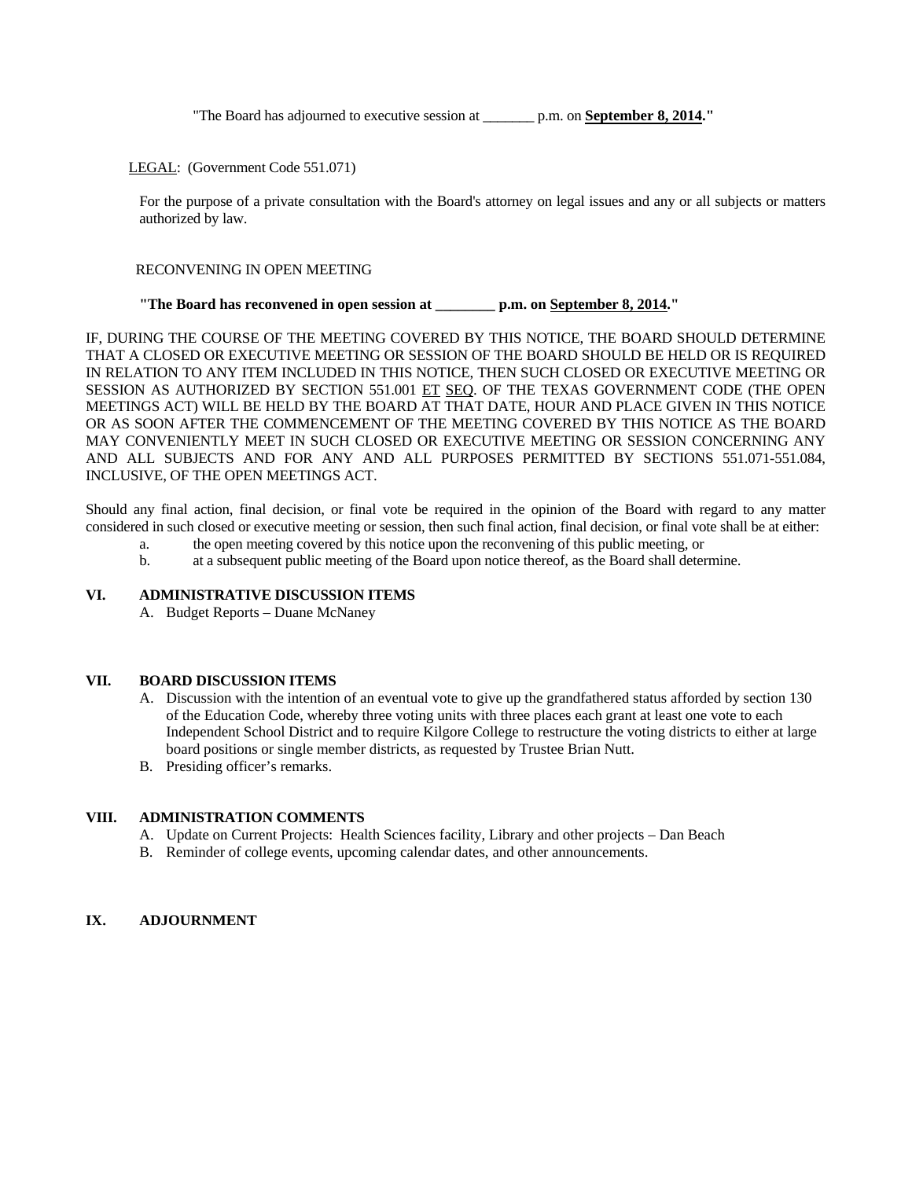"The Board has adjourned to executive session at _______ p.m. on **September 8, 2014."**

LEGAL: (Government Code 551.071)

For the purpose of a private consultation with the Board's attorney on legal issues and any or all subjects or matters authorized by law.

RECONVENING IN OPEN MEETING

**"The Board has reconvened in open session at ________ p.m. on September 8, 2014."**

IF, DURING THE COURSE OF THE MEETING COVERED BY THIS NOTICE, THE BOARD SHOULD DETERMINE THAT A CLOSED OR EXECUTIVE MEETING OR SESSION OF THE BOARD SHOULD BE HELD OR IS REQUIRED IN RELATION TO ANY ITEM INCLUDED IN THIS NOTICE, THEN SUCH CLOSED OR EXECUTIVE MEETING OR SESSION AS AUTHORIZED BY SECTION 551.001 ET SEQ. OF THE TEXAS GOVERNMENT CODE (THE OPEN MEETINGS ACT) WILL BE HELD BY THE BOARD AT THAT DATE, HOUR AND PLACE GIVEN IN THIS NOTICE OR AS SOON AFTER THE COMMENCEMENT OF THE MEETING COVERED BY THIS NOTICE AS THE BOARD MAY CONVENIENTLY MEET IN SUCH CLOSED OR EXECUTIVE MEETING OR SESSION CONCERNING ANY AND ALL SUBJECTS AND FOR ANY AND ALL PURPOSES PERMITTED BY SECTIONS 551.071-551.084, INCLUSIVE, OF THE OPEN MEETINGS ACT.

Should any final action, final decision, or final vote be required in the opinion of the Board with regard to any matter considered in such closed or executive meeting or session, then such final action, final decision, or final vote shall be at either:

a. the open meeting covered by this notice upon the reconvening of this public meeting, or
b. at a subsequent public meeting of the Board upon notice thereof, as the Board shall determine.

## VI. ADMINISTRATIVE DISCUSSION ITEMS

A. Budget Reports – Duane McNaney

## VII. BOARD DISCUSSION ITEMS

A. Discussion with the intention of an eventual vote to give up the grandfathered status afforded by section 130 of the Education Code, whereby three voting units with three places each grant at least one vote to each Independent School District and to require Kilgore College to restructure the voting districts to either at large board positions or single member districts, as requested by Trustee Brian Nutt.
B. Presiding officer's remarks.

## VIII. ADMINISTRATION COMMENTS

A. Update on Current Projects: Health Sciences facility, Library and other projects – Dan Beach
B. Reminder of college events, upcoming calendar dates, and other announcements.

## IX. ADJOURNMENT